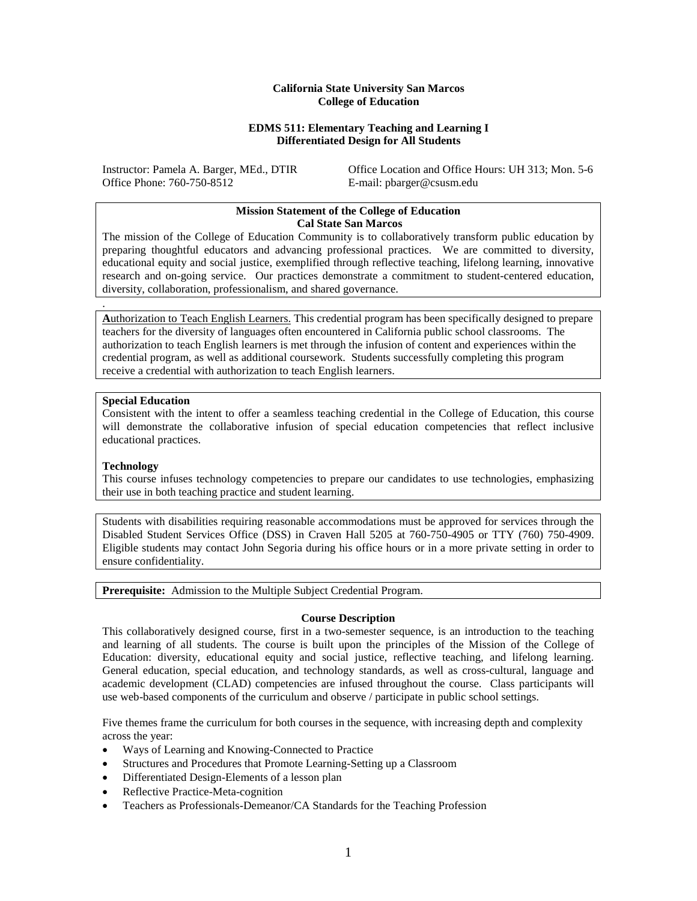**California State University San Marcos**
**College of Education**

**EDMS 511: Elementary Teaching and Learning I**
**Differentiated Design for All Students**

Instructor: Pamela A. Barger, MEd., DTIR
Office Phone: 760-750-8512

Office Location and Office Hours: UH 313; Mon. 5-6
E-mail: pbarger@csusm.edu

**Mission Statement of the College of Education**
**Cal State San Marcos**

The mission of the College of Education Community is to collaboratively transform public education by preparing thoughtful educators and advancing professional practices. We are committed to diversity, educational equity and social justice, exemplified through reflective teaching, lifelong learning, innovative research and on-going service. Our practices demonstrate a commitment to student-centered education, diversity, collaboration, professionalism, and shared governance.

.

**A**uthorization to Teach English Learners. This credential program has been specifically designed to prepare teachers for the diversity of languages often encountered in California public school classrooms. The authorization to teach English learners is met through the infusion of content and experiences within the credential program, as well as additional coursework. Students successfully completing this program receive a credential with authorization to teach English learners.

**Special Education**

Consistent with the intent to offer a seamless teaching credential in the College of Education, this course will demonstrate the collaborative infusion of special education competencies that reflect inclusive educational practices.

**Technology**

This course infuses technology competencies to prepare our candidates to use technologies, emphasizing their use in both teaching practice and student learning.

Students with disabilities requiring reasonable accommodations must be approved for services through the Disabled Student Services Office (DSS) in Craven Hall 5205 at 760-750-4905 or TTY (760) 750-4909. Eligible students may contact John Segoria during his office hours or in a more private setting in order to ensure confidentiality.

**Prerequisite:** Admission to the Multiple Subject Credential Program.

**Course Description**

This collaboratively designed course, first in a two-semester sequence, is an introduction to the teaching and learning of all students. The course is built upon the principles of the Mission of the College of Education: diversity, educational equity and social justice, reflective teaching, and lifelong learning. General education, special education, and technology standards, as well as cross-cultural, language and academic development (CLAD) competencies are infused throughout the course. Class participants will use web-based components of the curriculum and observe / participate in public school settings.

Five themes frame the curriculum for both courses in the sequence, with increasing depth and complexity across the year:

- Ways of Learning and Knowing-Connected to Practice
- Structures and Procedures that Promote Learning-Setting up a Classroom
- Differentiated Design-Elements of a lesson plan
- Reflective Practice-Meta-cognition
- Teachers as Professionals-Demeanor/CA Standards for the Teaching Profession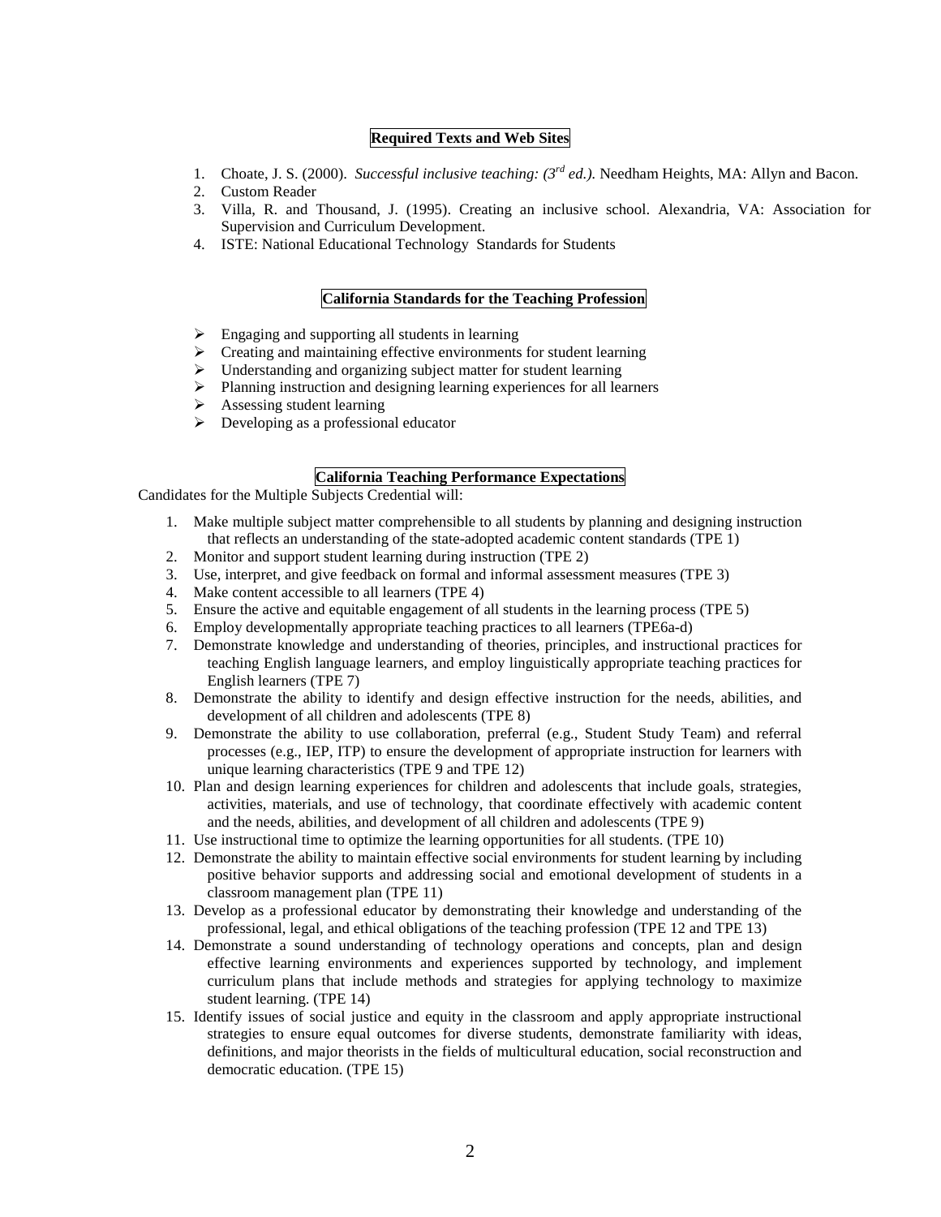## Required Texts and Web Sites

1. Choate, J. S. (2000). *Successful inclusive teaching: (3rd ed.).* Needham Heights, MA: Allyn and Bacon.
2. Custom Reader
3. Villa, R. and Thousand, J. (1995). Creating an inclusive school. Alexandria, VA: Association for Supervision and Curriculum Development.
4. ISTE: National Educational Technology Standards for Students

## California Standards for the Teaching Profession

- Engaging and supporting all students in learning
- Creating and maintaining effective environments for student learning
- Understanding and organizing subject matter for student learning
- Planning instruction and designing learning experiences for all learners
- Assessing student learning
- Developing as a professional educator

## California Teaching Performance Expectations

Candidates for the Multiple Subjects Credential will:

1. Make multiple subject matter comprehensible to all students by planning and designing instruction that reflects an understanding of the state-adopted academic content standards (TPE 1)
2. Monitor and support student learning during instruction (TPE 2)
3. Use, interpret, and give feedback on formal and informal assessment measures (TPE 3)
4. Make content accessible to all learners (TPE 4)
5. Ensure the active and equitable engagement of all students in the learning process (TPE 5)
6. Employ developmentally appropriate teaching practices to all learners (TPE6a-d)
7. Demonstrate knowledge and understanding of theories, principles, and instructional practices for teaching English language learners, and employ linguistically appropriate teaching practices for English learners (TPE 7)
8. Demonstrate the ability to identify and design effective instruction for the needs, abilities, and development of all children and adolescents (TPE 8)
9. Demonstrate the ability to use collaboration, preferral (e.g., Student Study Team) and referral processes (e.g., IEP, ITP) to ensure the development of appropriate instruction for learners with unique learning characteristics (TPE 9 and TPE 12)
10. Plan and design learning experiences for children and adolescents that include goals, strategies, activities, materials, and use of technology, that coordinate effectively with academic content and the needs, abilities, and development of all children and adolescents (TPE 9)
11. Use instructional time to optimize the learning opportunities for all students. (TPE 10)
12. Demonstrate the ability to maintain effective social environments for student learning by including positive behavior supports and addressing social and emotional development of students in a classroom management plan (TPE 11)
13. Develop as a professional educator by demonstrating their knowledge and understanding of the professional, legal, and ethical obligations of the teaching profession (TPE 12 and TPE 13)
14. Demonstrate a sound understanding of technology operations and concepts, plan and design effective learning environments and experiences supported by technology, and implement curriculum plans that include methods and strategies for applying technology to maximize student learning. (TPE 14)
15. Identify issues of social justice and equity in the classroom and apply appropriate instructional strategies to ensure equal outcomes for diverse students, demonstrate familiarity with ideas, definitions, and major theorists in the fields of multicultural education, social reconstruction and democratic education. (TPE 15)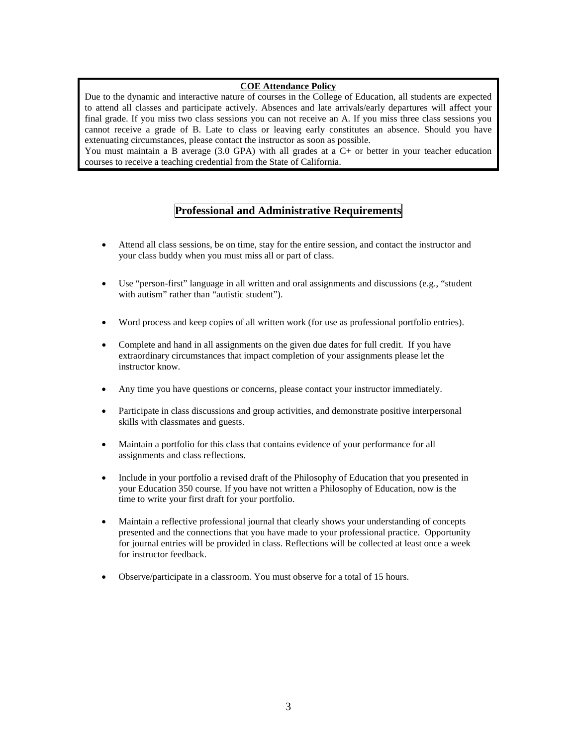**COE Attendance Policy**

Due to the dynamic and interactive nature of courses in the College of Education, all students are expected to attend all classes and participate actively. Absences and late arrivals/early departures will affect your final grade. If you miss two class sessions you can not receive an A. If you miss three class sessions you cannot receive a grade of B. Late to class or leaving early constitutes an absence. Should you have extenuating circumstances, please contact the instructor as soon as possible.

You must maintain a B average (3.0 GPA) with all grades at a C+ or better in your teacher education courses to receive a teaching credential from the State of California.

## Professional and Administrative Requirements

- Attend all class sessions, be on time, stay for the entire session, and contact the instructor and your class buddy when you must miss all or part of class.
- Use "person-first" language in all written and oral assignments and discussions (e.g., "student with autism" rather than "autistic student").
- Word process and keep copies of all written work (for use as professional portfolio entries).
- Complete and hand in all assignments on the given due dates for full credit. If you have extraordinary circumstances that impact completion of your assignments please let the instructor know.
- Any time you have questions or concerns, please contact your instructor immediately.
- Participate in class discussions and group activities, and demonstrate positive interpersonal skills with classmates and guests.
- Maintain a portfolio for this class that contains evidence of your performance for all assignments and class reflections.
- Include in your portfolio a revised draft of the Philosophy of Education that you presented in your Education 350 course. If you have not written a Philosophy of Education, now is the time to write your first draft for your portfolio.
- Maintain a reflective professional journal that clearly shows your understanding of concepts presented and the connections that you have made to your professional practice. Opportunity for journal entries will be provided in class. Reflections will be collected at least once a week for instructor feedback.
- Observe/participate in a classroom. You must observe for a total of 15 hours.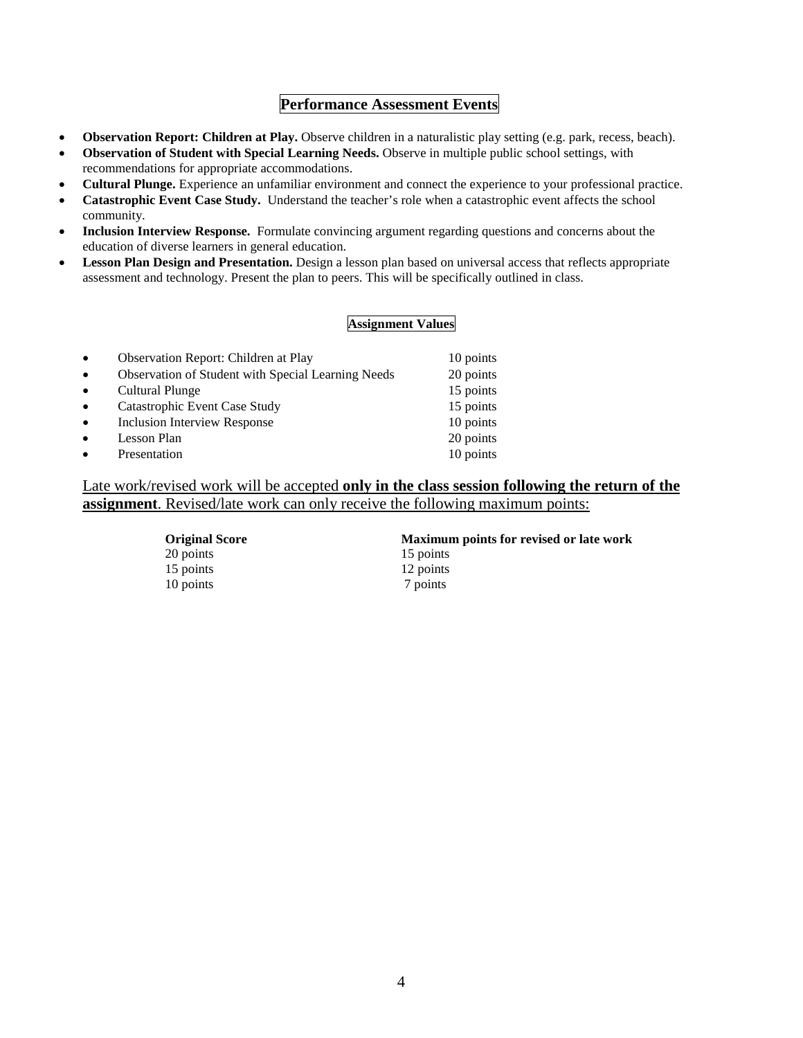## Performance Assessment Events

- **Observation Report: Children at Play.** Observe children in a naturalistic play setting (e.g. park, recess, beach).
- **Observation of Student with Special Learning Needs.** Observe in multiple public school settings, with recommendations for appropriate accommodations.
- **Cultural Plunge.** Experience an unfamiliar environment and connect the experience to your professional practice.
- **Catastrophic Event Case Study.** Understand the teacher's role when a catastrophic event affects the school community.
- **Inclusion Interview Response.** Formulate convincing argument regarding questions and concerns about the education of diverse learners in general education.
- **Lesson Plan Design and Presentation.** Design a lesson plan based on universal access that reflects appropriate assessment and technology. Present the plan to peers. This will be specifically outlined in class.

### Assignment Values

| | |
|---|---|
| Observation Report: Children at Play | 10 points |
| Observation of Student with Special Learning Needs | 20 points |
| Cultural Plunge | 15 points |
| Catastrophic Event Case Study | 15 points |
| Inclusion Interview Response | 10 points |
| Lesson Plan | 20 points |
| Presentation | 10 points |

Late work/revised work will be accepted **only in the class session following the return of the assignment**. Revised/late work can only receive the following maximum points:

| Original Score | Maximum points for revised or late work |
|---|---|
| 20 points | 15 points |
| 15 points | 12 points |
| 10 points | 7 points |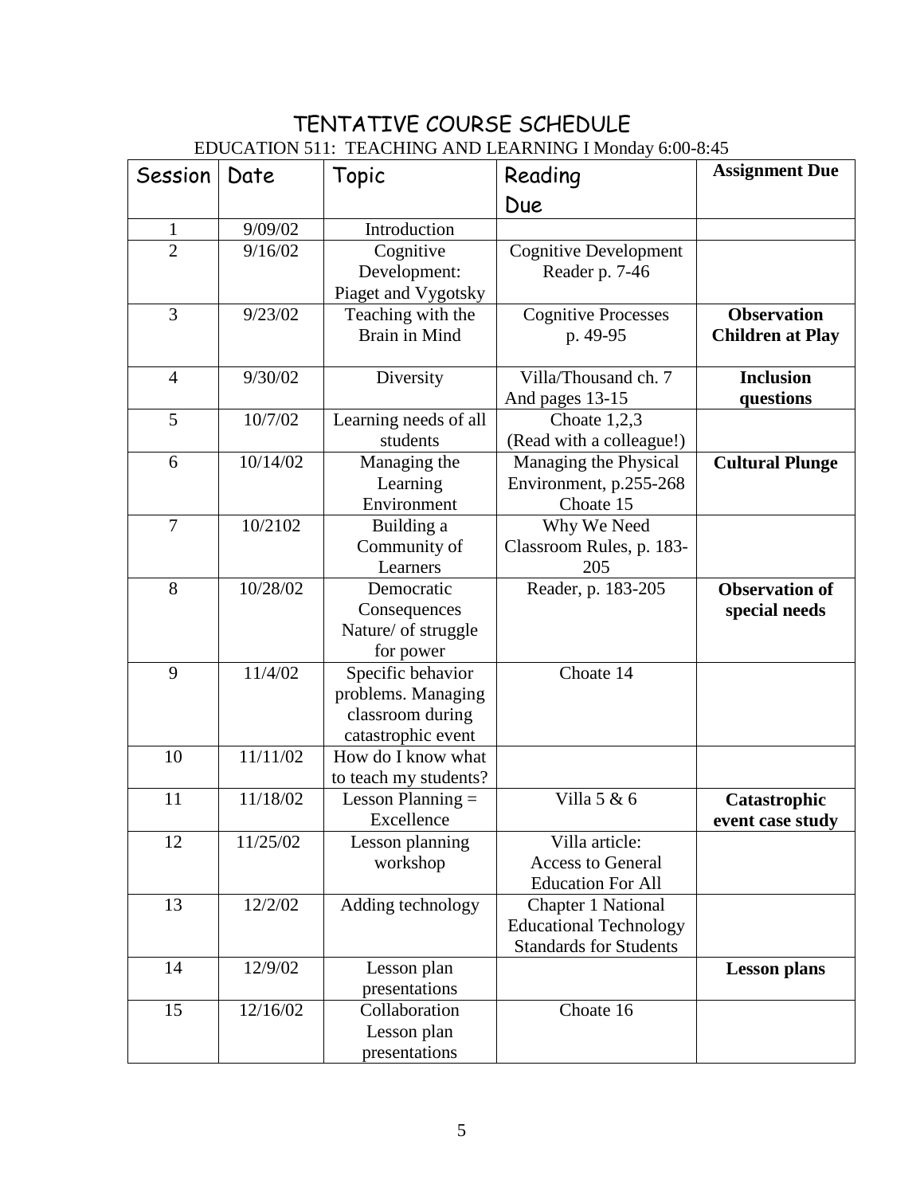# TENTATIVE COURSE SCHEDULE

EDUCATION 511: TEACHING AND LEARNING I Monday 6:00-8:45

| Session | Date | Topic | Reading Due | Assignment Due |
|---|---|---|---|---|
| 1 | 9/09/02 | Introduction | | |
| 2 | 9/16/02 | Cognitive Development: Piaget and Vygotsky | Cognitive Development Reader p. 7-46 | |
| 3 | 9/23/02 | Teaching with the Brain in Mind | Cognitive Processes p. 49-95 | **Observation Children at Play** |
| 4 | 9/30/02 | Diversity | Villa/Thousand ch. 7 And pages 13-15 | **Inclusion questions** |
| 5 | 10/7/02 | Learning needs of all students | Choate 1,2,3 (Read with a colleague!) | |
| 6 | 10/14/02 | Managing the Learning Environment | Managing the Physical Environment, p.255-268 Choate 15 | **Cultural Plunge** |
| 7 | 10/2102 | Building a Community of Learners | Why We Need Classroom Rules, p. 183-205 | |
| 8 | 10/28/02 | Democratic Consequences Nature/ of struggle for power | Reader, p. 183-205 | **Observation of special needs** |
| 9 | 11/4/02 | Specific behavior problems. Managing classroom during catastrophic event | Choate 14 | |
| 10 | 11/11/02 | How do I know what to teach my students? | | |
| 11 | 11/18/02 | Lesson Planning = Excellence | Villa 5 & 6 | **Catastrophic event case study** |
| 12 | 11/25/02 | Lesson planning workshop | Villa article: Access to General Education For All | |
| 13 | 12/2/02 | Adding technology | Chapter 1 National Educational Technology Standards for Students | |
| 14 | 12/9/02 | Lesson plan presentations | | **Lesson plans** |
| 15 | 12/16/02 | Collaboration Lesson plan presentations | Choate 16 | |